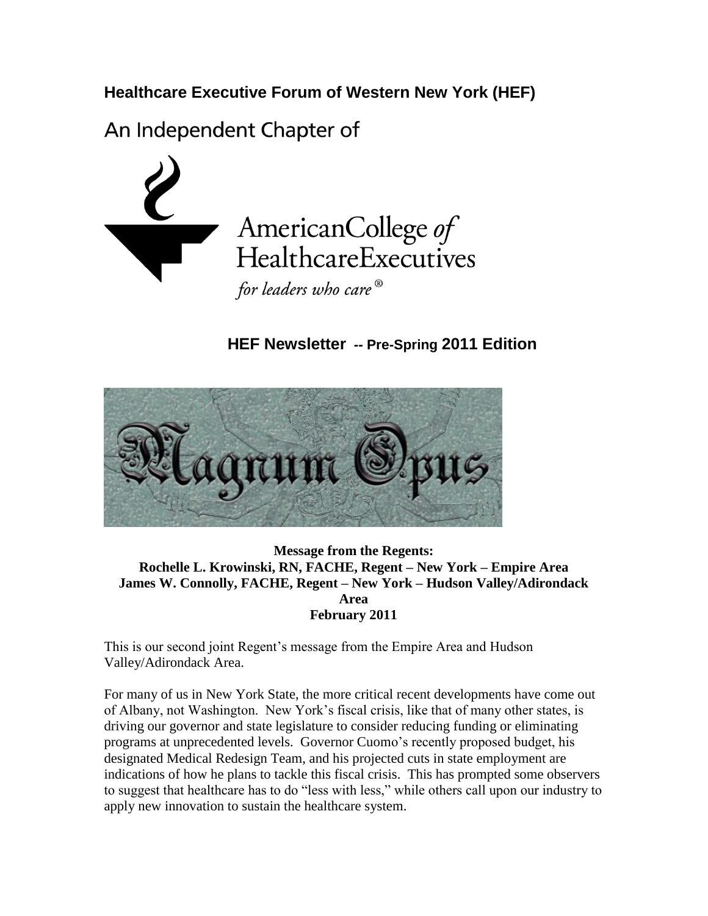**Healthcare Executive Forum of Western New York (HEF)**

An Independent Chapter of

AmericanCollege *of* HealthcareExecutives

*for leaders who care®*

## HEF Newsletter -- Pre-Spring 2011 Edition

Magnum Opus

**Message from the Regents:**
**Rochelle L. Krowinski, RN, FACHE, Regent – New York – Empire Area**
**James W. Connolly, FACHE, Regent – New York – Hudson Valley/Adirondack Area**
**February 2011**

This is our second joint Regent's message from the Empire Area and Hudson Valley/Adirondack Area.

For many of us in New York State, the more critical recent developments have come out of Albany, not Washington. New York's fiscal crisis, like that of many other states, is driving our governor and state legislature to consider reducing funding or eliminating programs at unprecedented levels. Governor Cuomo's recently proposed budget, his designated Medical Redesign Team, and his projected cuts in state employment are indications of how he plans to tackle this fiscal crisis. This has prompted some observers to suggest that healthcare has to do "less with less," while others call upon our industry to apply new innovation to sustain the healthcare system.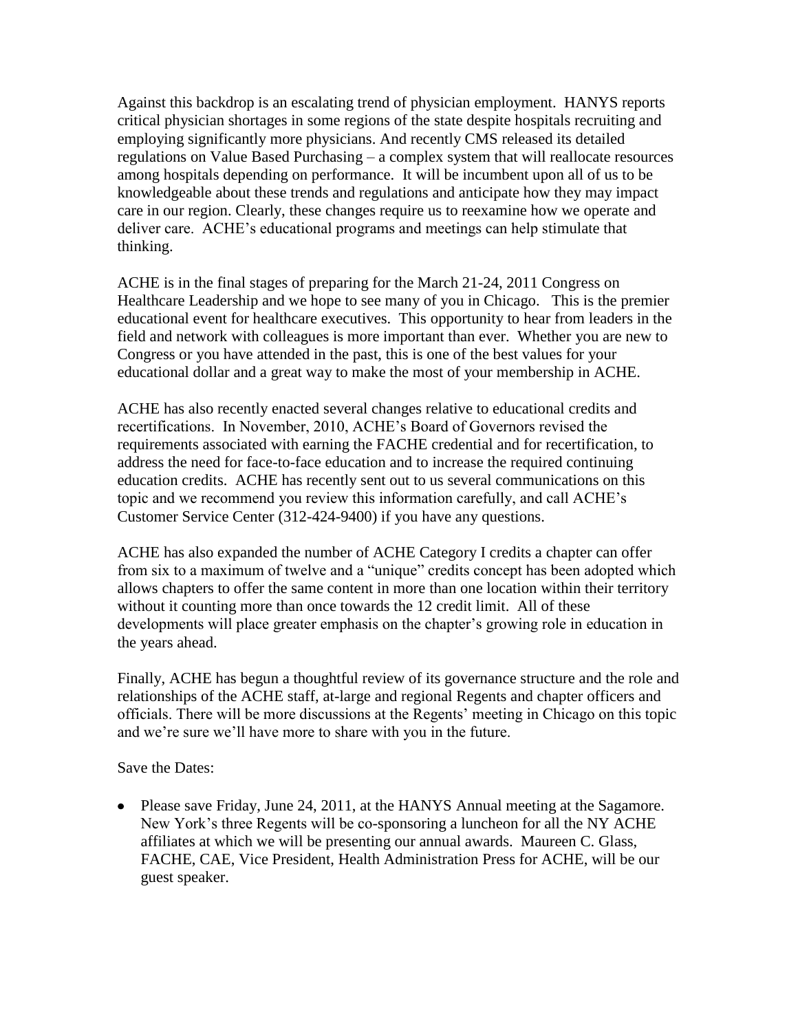Against this backdrop is an escalating trend of physician employment. HANYS reports critical physician shortages in some regions of the state despite hospitals recruiting and employing significantly more physicians. And recently CMS released its detailed regulations on Value Based Purchasing – a complex system that will reallocate resources among hospitals depending on performance. It will be incumbent upon all of us to be knowledgeable about these trends and regulations and anticipate how they may impact care in our region. Clearly, these changes require us to reexamine how we operate and deliver care. ACHE's educational programs and meetings can help stimulate that thinking.

ACHE is in the final stages of preparing for the March 21-24, 2011 Congress on Healthcare Leadership and we hope to see many of you in Chicago. This is the premier educational event for healthcare executives. This opportunity to hear from leaders in the field and network with colleagues is more important than ever. Whether you are new to Congress or you have attended in the past, this is one of the best values for your educational dollar and a great way to make the most of your membership in ACHE.

ACHE has also recently enacted several changes relative to educational credits and recertifications. In November, 2010, ACHE's Board of Governors revised the requirements associated with earning the FACHE credential and for recertification, to address the need for face-to-face education and to increase the required continuing education credits. ACHE has recently sent out to us several communications on this topic and we recommend you review this information carefully, and call ACHE's Customer Service Center (312-424-9400) if you have any questions.

ACHE has also expanded the number of ACHE Category I credits a chapter can offer from six to a maximum of twelve and a "unique" credits concept has been adopted which allows chapters to offer the same content in more than one location within their territory without it counting more than once towards the 12 credit limit. All of these developments will place greater emphasis on the chapter's growing role in education in the years ahead.

Finally, ACHE has begun a thoughtful review of its governance structure and the role and relationships of the ACHE staff, at-large and regional Regents and chapter officers and officials. There will be more discussions at the Regents' meeting in Chicago on this topic and we're sure we'll have more to share with you in the future.

Save the Dates:

- Please save Friday, June 24, 2011, at the HANYS Annual meeting at the Sagamore. New York's three Regents will be co-sponsoring a luncheon for all the NY ACHE affiliates at which we will be presenting our annual awards. Maureen C. Glass, FACHE, CAE, Vice President, Health Administration Press for ACHE, will be our guest speaker.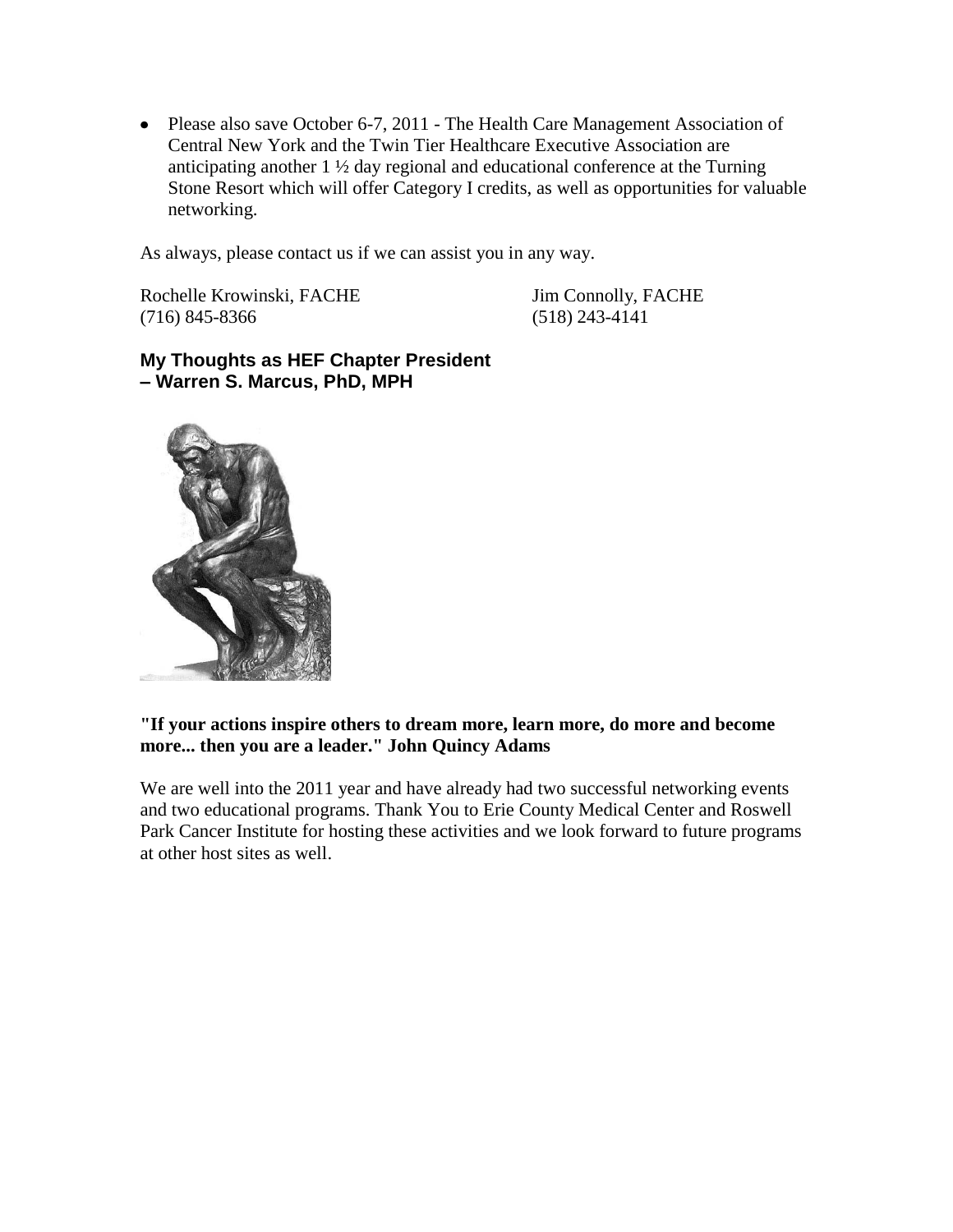- Please also save October 6-7, 2011 - The Health Care Management Association of Central New York and the Twin Tier Healthcare Executive Association are anticipating another 1 ½ day regional and educational conference at the Turning Stone Resort which will offer Category I credits, as well as opportunities for valuable networking.

As always, please contact us if we can assist you in any way.

Rochelle Krowinski, FACHE
(716) 845-8366

Jim Connolly, FACHE
(518) 243-4141

### My Thoughts as HEF Chapter President – Warren S. Marcus, PhD, MPH

**"If your actions inspire others to dream more, learn more, do more and become more... then you are a leader." John Quincy Adams**

We are well into the 2011 year and have already had two successful networking events and two educational programs. Thank You to Erie County Medical Center and Roswell Park Cancer Institute for hosting these activities and we look forward to future programs at other host sites as well.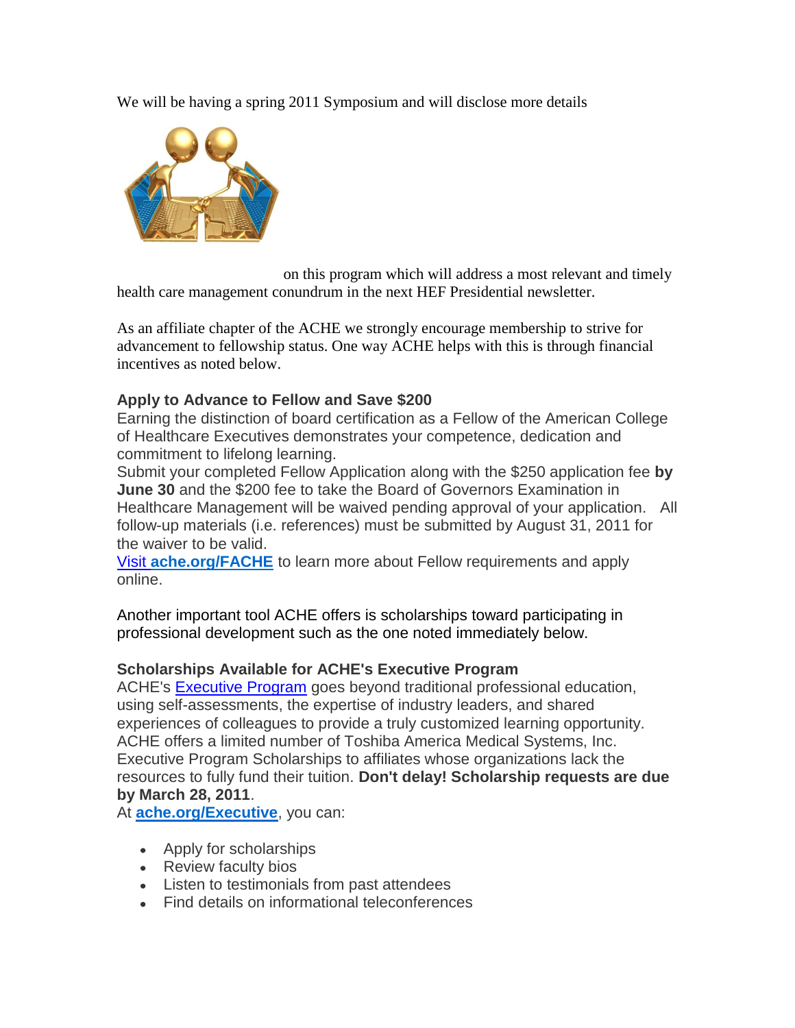We will be having a spring 2011 Symposium and will disclose more details on this program which will address a most relevant and timely health care management conundrum in the next HEF Presidential newsletter.

As an affiliate chapter of the ACHE we strongly encourage membership to strive for advancement to fellowship status. One way ACHE helps with this is through financial incentives as noted below.

**Apply to Advance to Fellow and Save $200**

Earning the distinction of board certification as a Fellow of the American College of Healthcare Executives demonstrates your competence, dedication and commitment to lifelong learning.

Submit your completed Fellow Application along with the $250 application fee **by June 30** and the $200 fee to take the Board of Governors Examination in Healthcare Management will be waived pending approval of your application. All follow-up materials (i.e. references) must be submitted by August 31, 2011 for the waiver to be valid.

Visit **ache.org/FACHE** to learn more about Fellow requirements and apply online.

Another important tool ACHE offers is scholarships toward participating in professional development such as the one noted immediately below.

**Scholarships Available for ACHE's Executive Program**

ACHE's Executive Program goes beyond traditional professional education, using self-assessments, the expertise of industry leaders, and shared experiences of colleagues to provide a truly customized learning opportunity. ACHE offers a limited number of Toshiba America Medical Systems, Inc. Executive Program Scholarships to affiliates whose organizations lack the resources to fully fund their tuition. **Don't delay! Scholarship requests are due by March 28, 2011**.

At **ache.org/Executive**, you can:

- Apply for scholarships
- Review faculty bios
- Listen to testimonials from past attendees
- Find details on informational teleconferences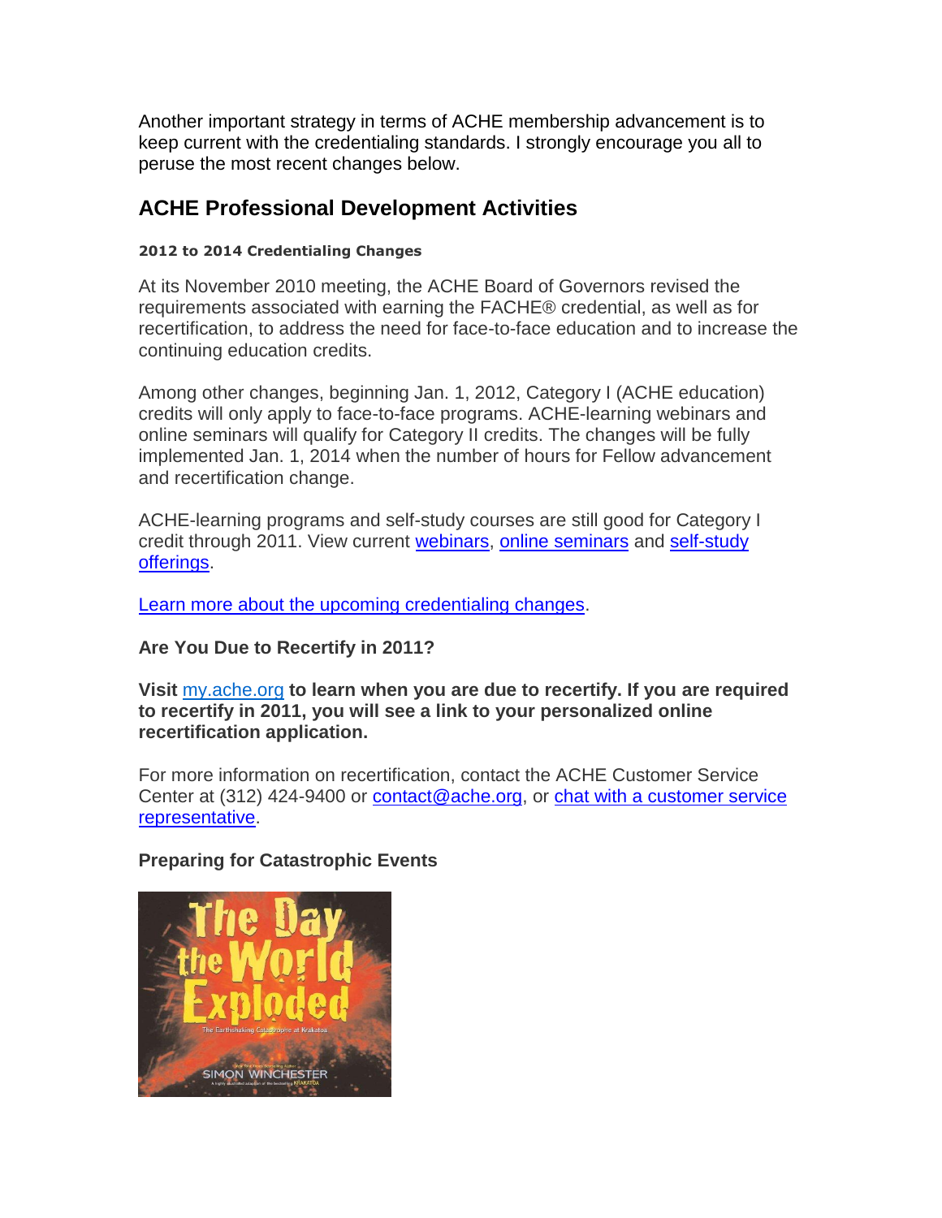Another important strategy in terms of ACHE membership advancement is to keep current with the credentialing standards. I strongly encourage you all to peruse the most recent changes below.

## ACHE Professional Development Activities

#### 2012 to 2014 Credentialing Changes

At its November 2010 meeting, the ACHE Board of Governors revised the requirements associated with earning the FACHE® credential, as well as for recertification, to address the need for face-to-face education and to increase the continuing education credits.

Among other changes, beginning Jan. 1, 2012, Category I (ACHE education) credits will only apply to face-to-face programs. ACHE-learning webinars and online seminars will qualify for Category II credits. The changes will be fully implemented Jan. 1, 2014 when the number of hours for Fellow advancement and recertification change.

ACHE-learning programs and self-study courses are still good for Category I credit through 2011. View current webinars, online seminars and self-study offerings.

Learn more about the upcoming credentialing changes.

**Are You Due to Recertify in 2011?**

**Visit my.ache.org to learn when you are due to recertify. If you are required to recertify in 2011, you will see a link to your personalized online recertification application.**

For more information on recertification, contact the ACHE Customer Service Center at (312) 424-9400 or contact@ache.org, or chat with a customer service representative.

**Preparing for Catastrophic Events**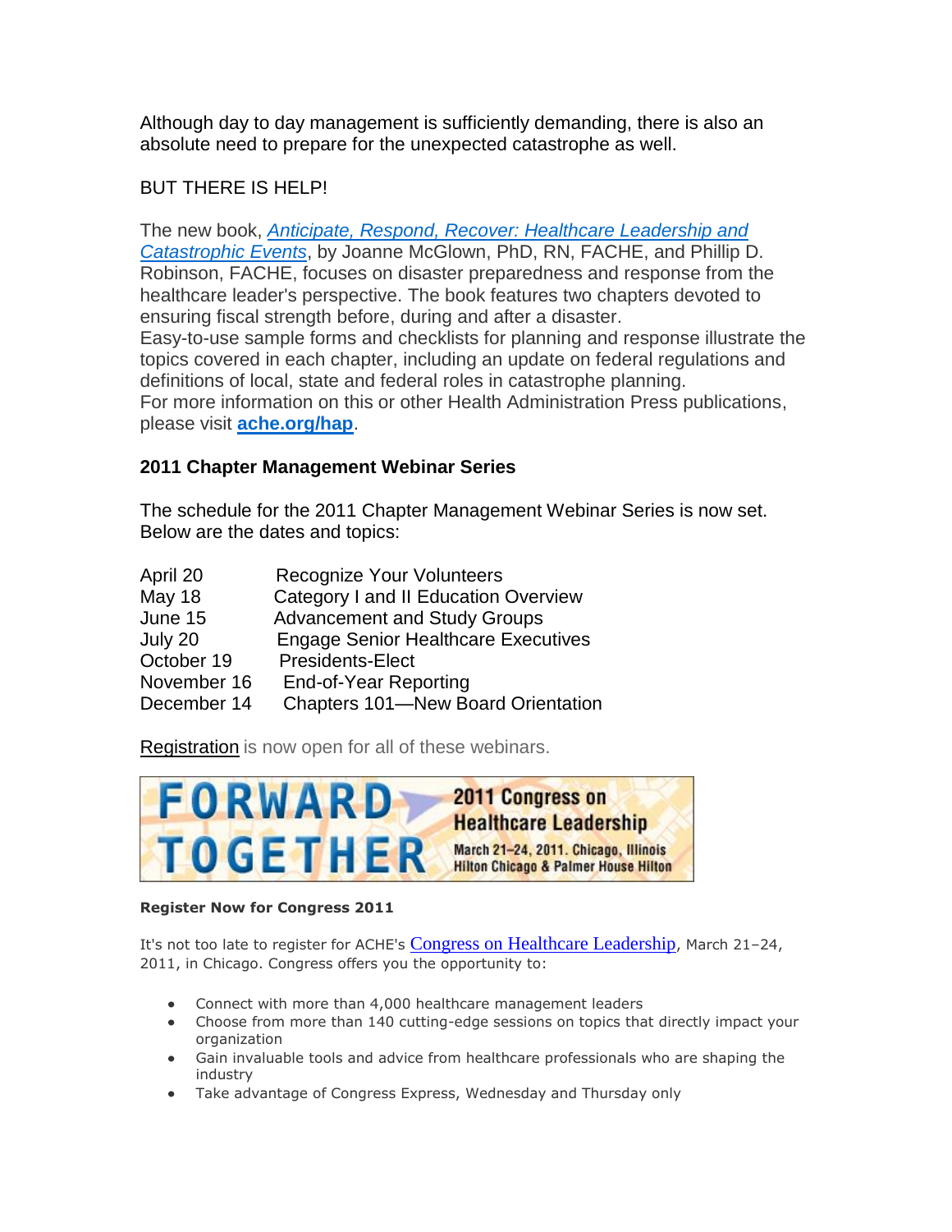Although day to day management is sufficiently demanding, there is also an absolute need to prepare for the unexpected catastrophe as well.

BUT THERE IS HELP!

The new book, *Anticipate, Respond, Recover: Healthcare Leadership and Catastrophic Events*, by Joanne McGlown, PhD, RN, FACHE, and Phillip D. Robinson, FACHE, focuses on disaster preparedness and response from the healthcare leader's perspective. The book features two chapters devoted to ensuring fiscal strength before, during and after a disaster.
Easy-to-use sample forms and checklists for planning and response illustrate the topics covered in each chapter, including an update on federal regulations and definitions of local, state and federal roles in catastrophe planning.
For more information on this or other Health Administration Press publications, please visit **ache.org/hap**.

**2011 Chapter Management Webinar Series**

The schedule for the 2011 Chapter Management Webinar Series is now set. Below are the dates and topics:

| | |
|---|---|
| April 20 | Recognize Your Volunteers |
| May 18 | Category I and II Education Overview |
| June 15 | Advancement and Study Groups |
| July 20 | Engage Senior Healthcare Executives |
| October 19 | Presidents-Elect |
| November 16 | End-of-Year Reporting |
| December 14 | Chapters 101—New Board Orientation |

Registration is now open for all of these webinars.

FORWARD TOGETHER

2011 Congress on Healthcare Leadership

March 21–24, 2011. Chicago, Illinois
Hilton Chicago & Palmer House Hilton

**Register Now for Congress 2011**

It's not too late to register for ACHE's Congress on Healthcare Leadership, March 21–24, 2011, in Chicago. Congress offers you the opportunity to:

- Connect with more than 4,000 healthcare management leaders
- Choose from more than 140 cutting-edge sessions on topics that directly impact your organization
- Gain invaluable tools and advice from healthcare professionals who are shaping the industry
- Take advantage of Congress Express, Wednesday and Thursday only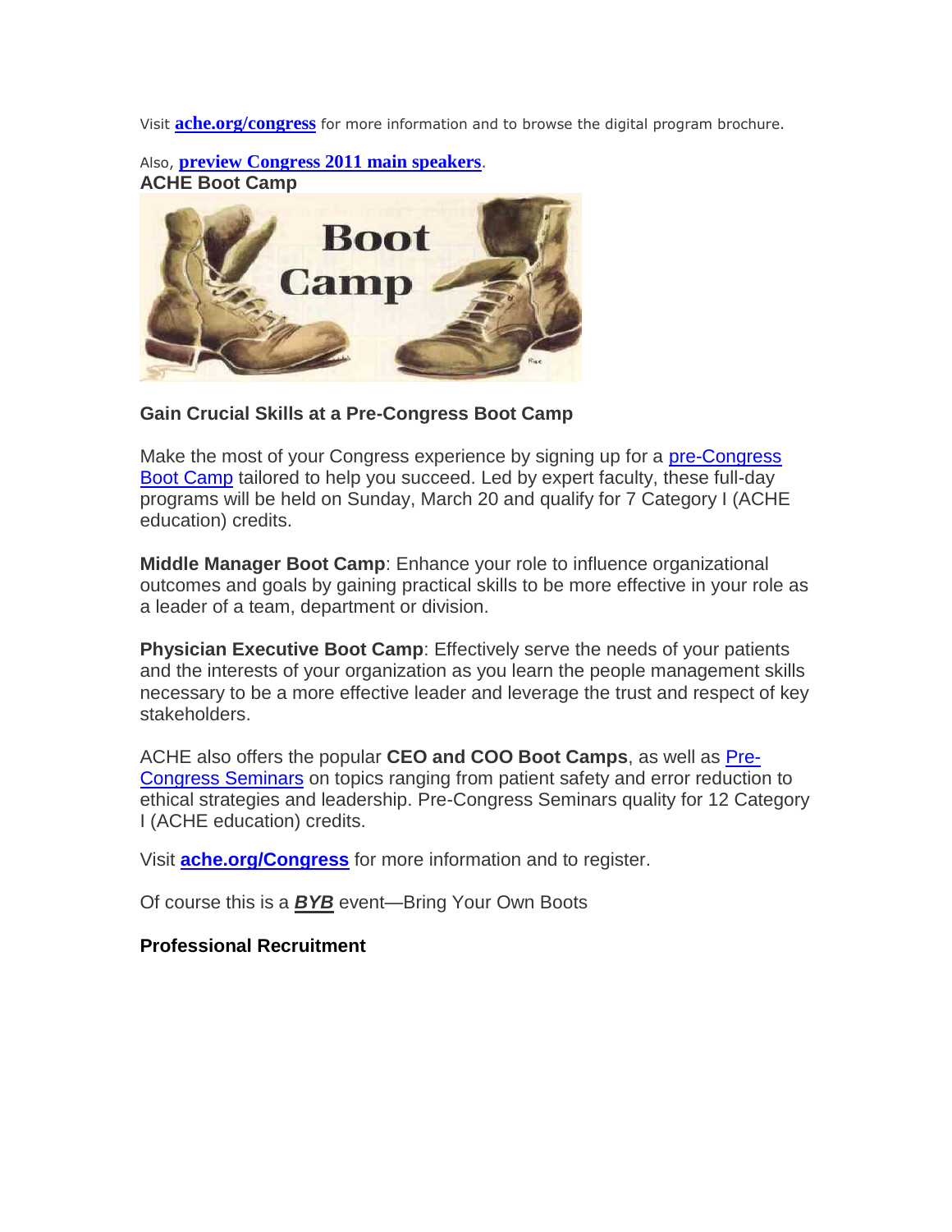Visit **ache.org/congress** for more information and to browse the digital program brochure.

Also, **preview Congress 2011 main speakers**.

**ACHE Boot Camp**

**Gain Crucial Skills at a Pre-Congress Boot Camp**

Make the most of your Congress experience by signing up for a pre-Congress Boot Camp tailored to help you succeed. Led by expert faculty, these full-day programs will be held on Sunday, March 20 and qualify for 7 Category I (ACHE education) credits.

**Middle Manager Boot Camp**: Enhance your role to influence organizational outcomes and goals by gaining practical skills to be more effective in your role as a leader of a team, department or division.

**Physician Executive Boot Camp**: Effectively serve the needs of your patients and the interests of your organization as you learn the people management skills necessary to be a more effective leader and leverage the trust and respect of key stakeholders.

ACHE also offers the popular **CEO and COO Boot Camps**, as well as Pre-Congress Seminars on topics ranging from patient safety and error reduction to ethical strategies and leadership. Pre-Congress Seminars quality for 12 Category I (ACHE education) credits.

Visit **ache.org/Congress** for more information and to register.

Of course this is a ***BYB*** event—Bring Your Own Boots

**Professional Recruitment**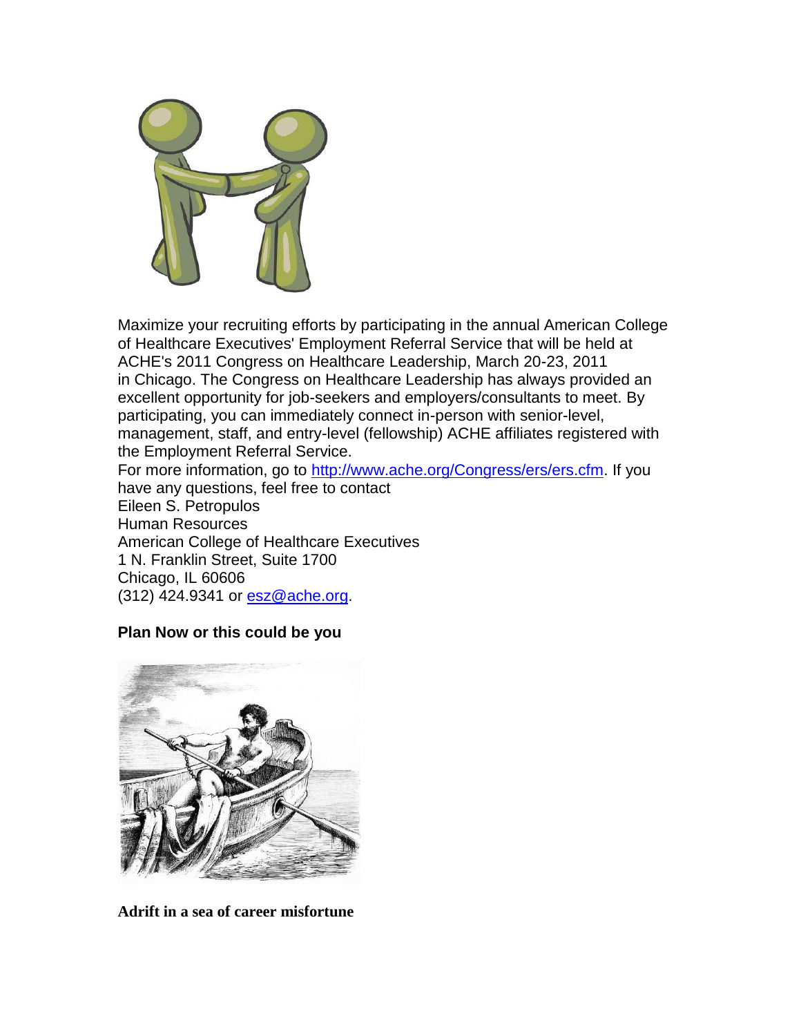Maximize your recruiting efforts by participating in the annual American College of Healthcare Executives' Employment Referral Service that will be held at ACHE's 2011 Congress on Healthcare Leadership, March 20-23, 2011 in Chicago. The Congress on Healthcare Leadership has always provided an excellent opportunity for job-seekers and employers/consultants to meet. By participating, you can immediately connect in-person with senior-level, management, staff, and entry-level (fellowship) ACHE affiliates registered with the Employment Referral Service.

For more information, go to http://www.ache.org/Congress/ers/ers.cfm. If you have any questions, feel free to contact

Eileen S. Petropulos
Human Resources
American College of Healthcare Executives
1 N. Franklin Street, Suite 1700
Chicago, IL 60606
(312) 424.9341 or esz@ache.org.

**Plan Now or this could be you**

**Adrift in a sea of career misfortune**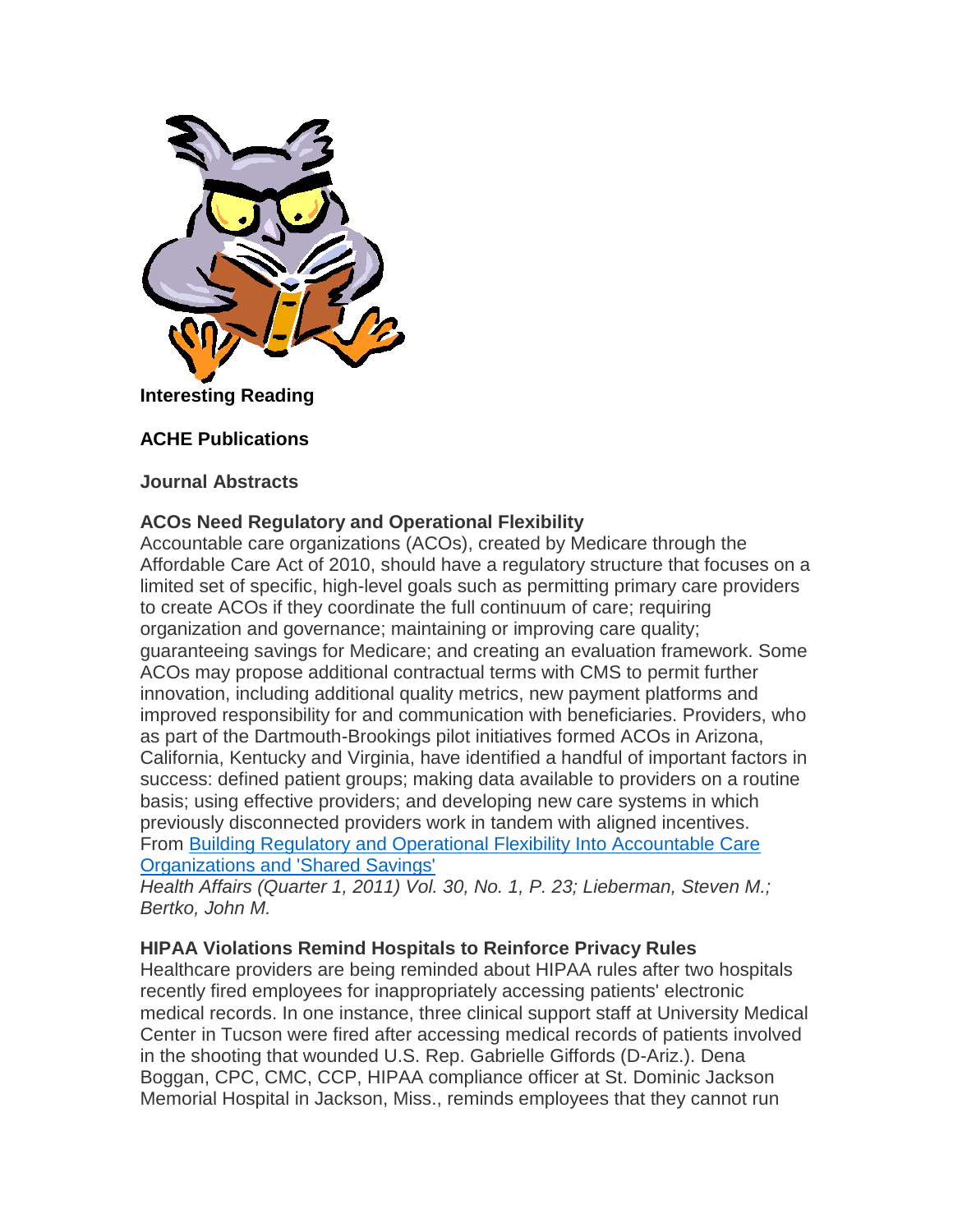**Interesting Reading**

**ACHE Publications**

**Journal Abstracts**

**ACOs Need Regulatory and Operational Flexibility**

Accountable care organizations (ACOs), created by Medicare through the Affordable Care Act of 2010, should have a regulatory structure that focuses on a limited set of specific, high-level goals such as permitting primary care providers to create ACOs if they coordinate the full continuum of care; requiring organization and governance; maintaining or improving care quality; guaranteeing savings for Medicare; and creating an evaluation framework. Some ACOs may propose additional contractual terms with CMS to permit further innovation, including additional quality metrics, new payment platforms and improved responsibility for and communication with beneficiaries. Providers, who as part of the Dartmouth-Brookings pilot initiatives formed ACOs in Arizona, California, Kentucky and Virginia, have identified a handful of important factors in success: defined patient groups; making data available to providers on a routine basis; using effective providers; and developing new care systems in which previously disconnected providers work in tandem with aligned incentives. From Building Regulatory and Operational Flexibility Into Accountable Care Organizations and 'Shared Savings'

*Health Affairs (Quarter 1, 2011) Vol. 30, No. 1, P. 23; Lieberman, Steven M.; Bertko, John M.*

**HIPAA Violations Remind Hospitals to Reinforce Privacy Rules**

Healthcare providers are being reminded about HIPAA rules after two hospitals recently fired employees for inappropriately accessing patients' electronic medical records. In one instance, three clinical support staff at University Medical Center in Tucson were fired after accessing medical records of patients involved in the shooting that wounded U.S. Rep. Gabrielle Giffords (D-Ariz.). Dena Boggan, CPC, CMC, CCP, HIPAA compliance officer at St. Dominic Jackson Memorial Hospital in Jackson, Miss., reminds employees that they cannot run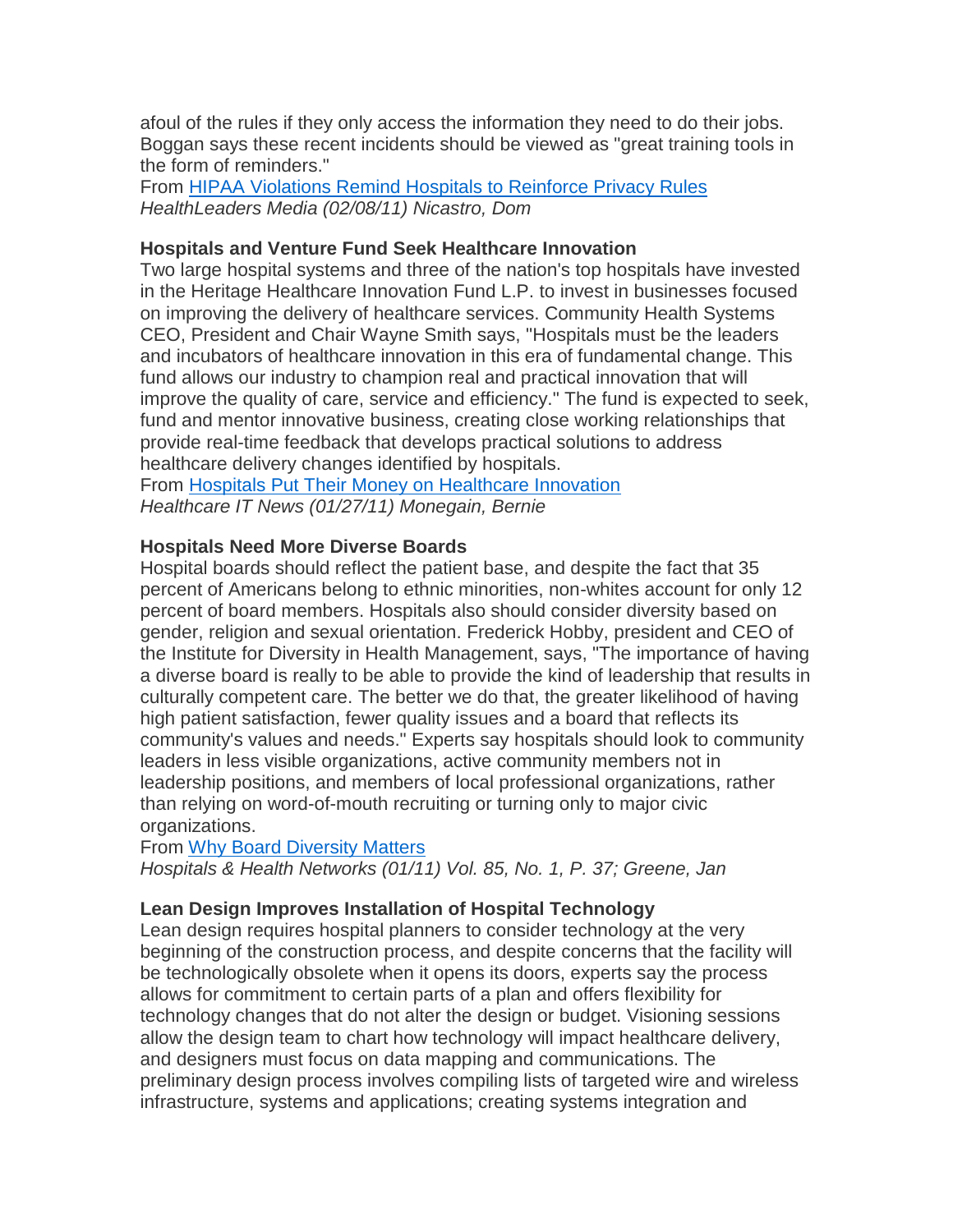afoul of the rules if they only access the information they need to do their jobs. Boggan says these recent incidents should be viewed as "great training tools in the form of reminders."

From [HIPAA Violations Remind Hospitals to Reinforce Privacy Rules]()
*HealthLeaders Media (02/08/11) Nicastro, Dom*

**Hospitals and Venture Fund Seek Healthcare Innovation**

Two large hospital systems and three of the nation's top hospitals have invested in the Heritage Healthcare Innovation Fund L.P. to invest in businesses focused on improving the delivery of healthcare services. Community Health Systems CEO, President and Chair Wayne Smith says, "Hospitals must be the leaders and incubators of healthcare innovation in this era of fundamental change. This fund allows our industry to champion real and practical innovation that will improve the quality of care, service and efficiency." The fund is expected to seek, fund and mentor innovative business, creating close working relationships that provide real-time feedback that develops practical solutions to address healthcare delivery changes identified by hospitals.

From [Hospitals Put Their Money on Healthcare Innovation]()
*Healthcare IT News (01/27/11) Monegain, Bernie*

**Hospitals Need More Diverse Boards**

Hospital boards should reflect the patient base, and despite the fact that 35 percent of Americans belong to ethnic minorities, non-whites account for only 12 percent of board members. Hospitals also should consider diversity based on gender, religion and sexual orientation. Frederick Hobby, president and CEO of the Institute for Diversity in Health Management, says, "The importance of having a diverse board is really to be able to provide the kind of leadership that results in culturally competent care. The better we do that, the greater likelihood of having high patient satisfaction, fewer quality issues and a board that reflects its community's values and needs." Experts say hospitals should look to community leaders in less visible organizations, active community members not in leadership positions, and members of local professional organizations, rather than relying on word-of-mouth recruiting or turning only to major civic organizations.

From [Why Board Diversity Matters]()
*Hospitals & Health Networks (01/11) Vol. 85, No. 1, P. 37; Greene, Jan*

**Lean Design Improves Installation of Hospital Technology**

Lean design requires hospital planners to consider technology at the very beginning of the construction process, and despite concerns that the facility will be technologically obsolete when it opens its doors, experts say the process allows for commitment to certain parts of a plan and offers flexibility for technology changes that do not alter the design or budget. Visioning sessions allow the design team to chart how technology will impact healthcare delivery, and designers must focus on data mapping and communications. The preliminary design process involves compiling lists of targeted wire and wireless infrastructure, systems and applications; creating systems integration and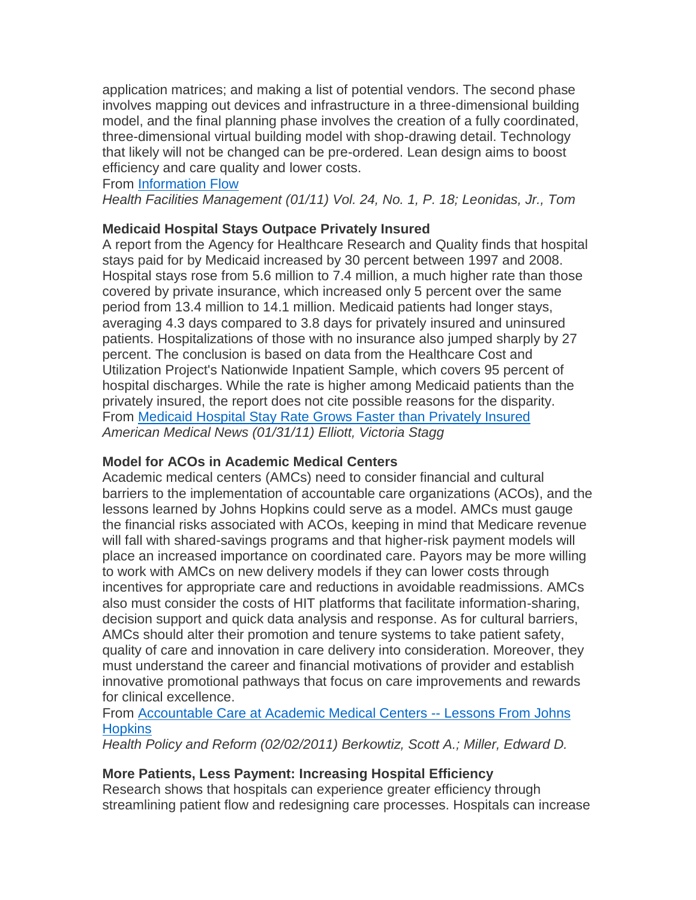application matrices; and making a list of potential vendors. The second phase involves mapping out devices and infrastructure in a three-dimensional building model, and the final planning phase involves the creation of a fully coordinated, three-dimensional virtual building model with shop-drawing detail. Technology that likely will not be changed can be pre-ordered. Lean design aims to boost efficiency and care quality and lower costs.
From [Information Flow]()
*Health Facilities Management (01/11) Vol. 24, No. 1, P. 18; Leonidas, Jr., Tom*

**Medicaid Hospital Stays Outpace Privately Insured**
A report from the Agency for Healthcare Research and Quality finds that hospital stays paid for by Medicaid increased by 30 percent between 1997 and 2008. Hospital stays rose from 5.6 million to 7.4 million, a much higher rate than those covered by private insurance, which increased only 5 percent over the same period from 13.4 million to 14.1 million. Medicaid patients had longer stays, averaging 4.3 days compared to 3.8 days for privately insured and uninsured patients. Hospitalizations of those with no insurance also jumped sharply by 27 percent. The conclusion is based on data from the Healthcare Cost and Utilization Project's Nationwide Inpatient Sample, which covers 95 percent of hospital discharges. While the rate is higher among Medicaid patients than the privately insured, the report does not cite possible reasons for the disparity.
From [Medicaid Hospital Stay Rate Grows Faster than Privately Insured]()
*American Medical News (01/31/11) Elliott, Victoria Stagg*

**Model for ACOs in Academic Medical Centers**
Academic medical centers (AMCs) need to consider financial and cultural barriers to the implementation of accountable care organizations (ACOs), and the lessons learned by Johns Hopkins could serve as a model. AMCs must gauge the financial risks associated with ACOs, keeping in mind that Medicare revenue will fall with shared-savings programs and that higher-risk payment models will place an increased importance on coordinated care. Payors may be more willing to work with AMCs on new delivery models if they can lower costs through incentives for appropriate care and reductions in avoidable readmissions. AMCs also must consider the costs of HIT platforms that facilitate information-sharing, decision support and quick data analysis and response. As for cultural barriers, AMCs should alter their promotion and tenure systems to take patient safety, quality of care and innovation in care delivery into consideration. Moreover, they must understand the career and financial motivations of provider and establish innovative promotional pathways that focus on care improvements and rewards for clinical excellence.
From [Accountable Care at Academic Medical Centers -- Lessons From Johns Hopkins]()
*Health Policy and Reform (02/02/2011) Berkowtiz, Scott A.; Miller, Edward D.*

**More Patients, Less Payment: Increasing Hospital Efficiency**
Research shows that hospitals can experience greater efficiency through streamlining patient flow and redesigning care processes. Hospitals can increase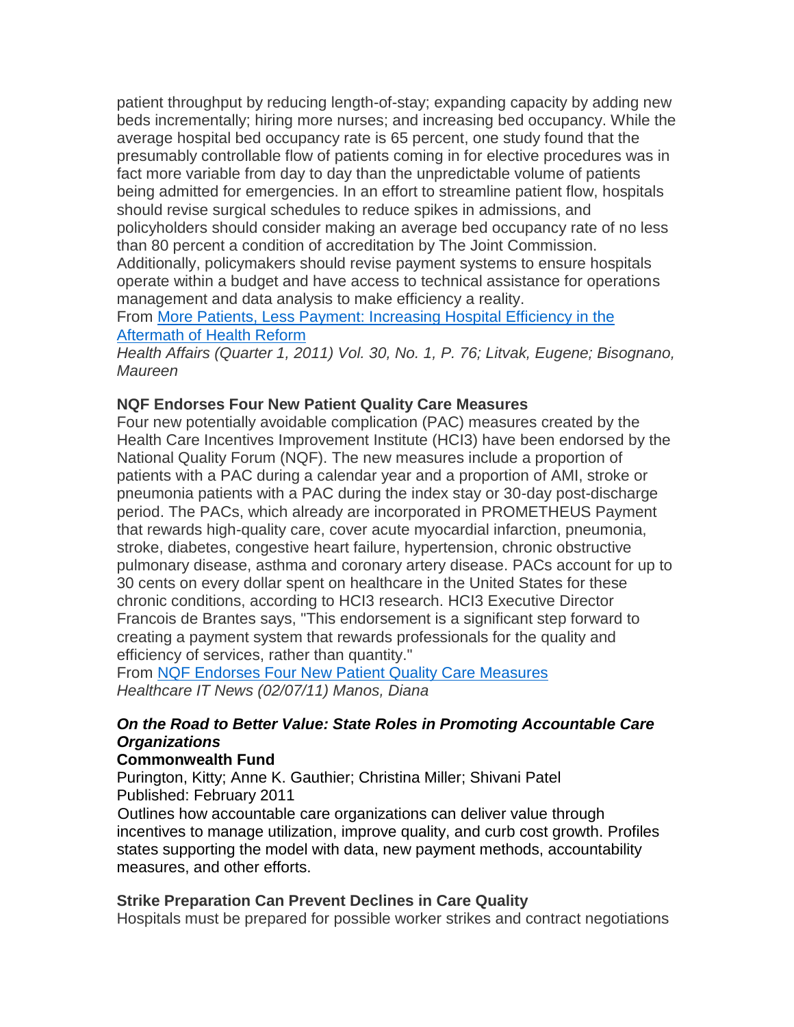patient throughput by reducing length-of-stay; expanding capacity by adding new beds incrementally; hiring more nurses; and increasing bed occupancy. While the average hospital bed occupancy rate is 65 percent, one study found that the presumably controllable flow of patients coming in for elective procedures was in fact more variable from day to day than the unpredictable volume of patients being admitted for emergencies. In an effort to streamline patient flow, hospitals should revise surgical schedules to reduce spikes in admissions, and policyholders should consider making an average bed occupancy rate of no less than 80 percent a condition of accreditation by The Joint Commission. Additionally, policymakers should revise payment systems to ensure hospitals operate within a budget and have access to technical assistance for operations management and data analysis to make efficiency a reality.
From More Patients, Less Payment: Increasing Hospital Efficiency in the Aftermath of Health Reform
*Health Affairs (Quarter 1, 2011) Vol. 30, No. 1, P. 76; Litvak, Eugene; Bisognano, Maureen*

**NQF Endorses Four New Patient Quality Care Measures**
Four new potentially avoidable complication (PAC) measures created by the Health Care Incentives Improvement Institute (HCI3) have been endorsed by the National Quality Forum (NQF). The new measures include a proportion of patients with a PAC during a calendar year and a proportion of AMI, stroke or pneumonia patients with a PAC during the index stay or 30-day post-discharge period. The PACs, which already are incorporated in PROMETHEUS Payment that rewards high-quality care, cover acute myocardial infarction, pneumonia, stroke, diabetes, congestive heart failure, hypertension, chronic obstructive pulmonary disease, asthma and coronary artery disease. PACs account for up to 30 cents on every dollar spent on healthcare in the United States for these chronic conditions, according to HCI3 research. HCI3 Executive Director Francois de Brantes says, "This endorsement is a significant step forward to creating a payment system that rewards professionals for the quality and efficiency of services, rather than quantity."
From NQF Endorses Four New Patient Quality Care Measures
*Healthcare IT News (02/07/11) Manos, Diana*

***On the Road to Better Value: State Roles in Promoting Accountable Care Organizations***
**Commonwealth Fund**
Purington, Kitty; Anne K. Gauthier; Christina Miller; Shivani Patel
Published: February 2011
Outlines how accountable care organizations can deliver value through incentives to manage utilization, improve quality, and curb cost growth. Profiles states supporting the model with data, new payment methods, accountability measures, and other efforts.

**Strike Preparation Can Prevent Declines in Care Quality**
Hospitals must be prepared for possible worker strikes and contract negotiations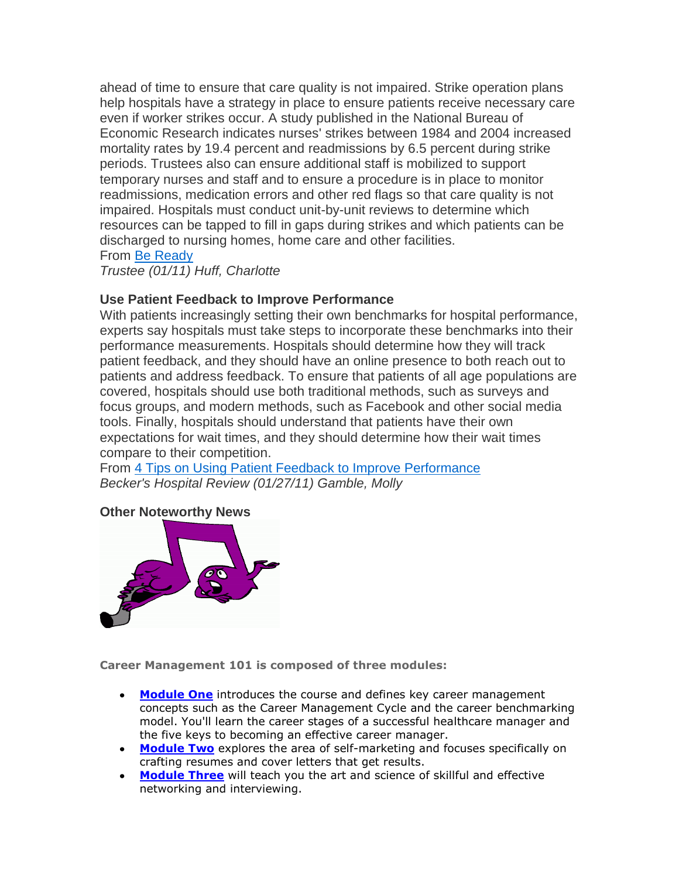ahead of time to ensure that care quality is not impaired. Strike operation plans help hospitals have a strategy in place to ensure patients receive necessary care even if worker strikes occur. A study published in the National Bureau of Economic Research indicates nurses' strikes between 1984 and 2004 increased mortality rates by 19.4 percent and readmissions by 6.5 percent during strike periods. Trustees also can ensure additional staff is mobilized to support temporary nurses and staff and to ensure a procedure is in place to monitor readmissions, medication errors and other red flags so that care quality is not impaired. Hospitals must conduct unit-by-unit reviews to determine which resources can be tapped to fill in gaps during strikes and which patients can be discharged to nursing homes, home care and other facilities.
From [Be Ready]
*Trustee (01/11) Huff, Charlotte*

### Use Patient Feedback to Improve Performance

With patients increasingly setting their own benchmarks for hospital performance, experts say hospitals must take steps to incorporate these benchmarks into their performance measurements. Hospitals should determine how they will track patient feedback, and they should have an online presence to both reach out to patients and address feedback. To ensure that patients of all age populations are covered, hospitals should use both traditional methods, such as surveys and focus groups, and modern methods, such as Facebook and other social media tools. Finally, hospitals should understand that patients have their own expectations for wait times, and they should determine how their wait times compare to their competition.
From [4 Tips on Using Patient Feedback to Improve Performance]
*Becker's Hospital Review (01/27/11) Gamble, Molly*

### Other Noteworthy News

**Career Management 101 is composed of three modules:**

- **Module One** introduces the course and defines key career management concepts such as the Career Management Cycle and the career benchmarking model. You'll learn the career stages of a successful healthcare manager and the five keys to becoming an effective career manager.
- **Module Two** explores the area of self-marketing and focuses specifically on crafting resumes and cover letters that get results.
- **Module Three** will teach you the art and science of skillful and effective networking and interviewing.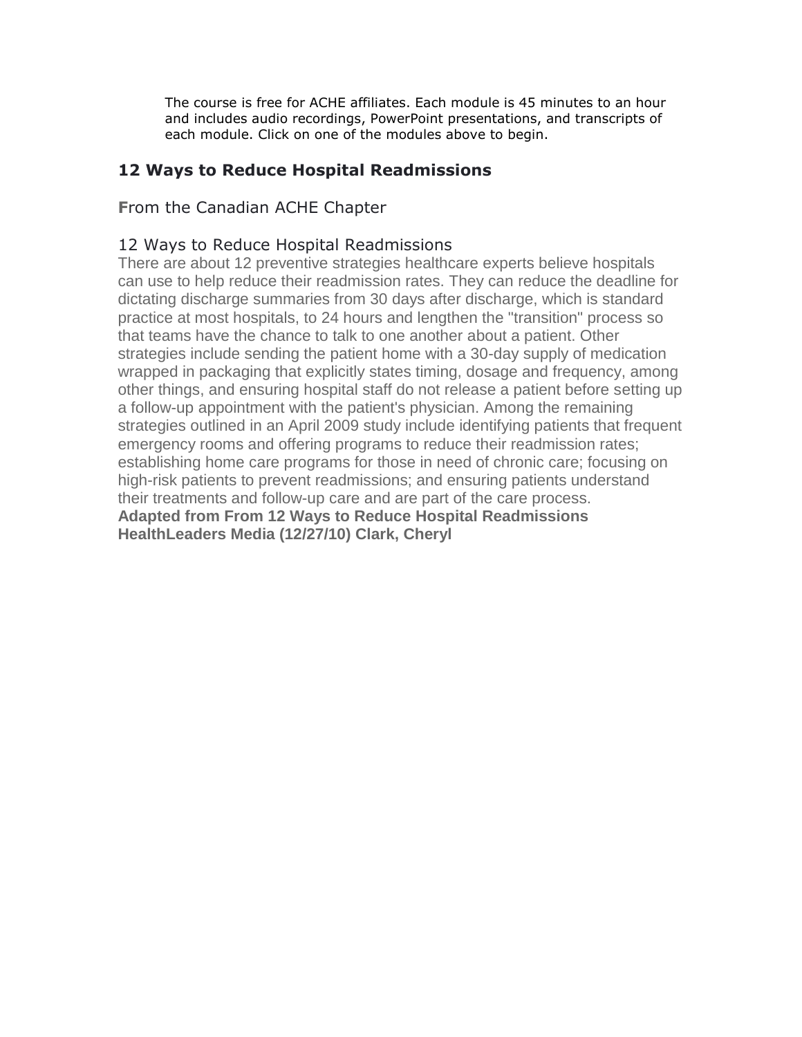The course is free for ACHE affiliates. Each module is 45 minutes to an hour and includes audio recordings, PowerPoint presentations, and transcripts of each module. Click on one of the modules above to begin.

## 12 Ways to Reduce Hospital Readmissions

**F**rom the Canadian ACHE Chapter

### 12 Ways to Reduce Hospital Readmissions

There are about 12 preventive strategies healthcare experts believe hospitals can use to help reduce their readmission rates. They can reduce the deadline for dictating discharge summaries from 30 days after discharge, which is standard practice at most hospitals, to 24 hours and lengthen the "transition" process so that teams have the chance to talk to one another about a patient. Other strategies include sending the patient home with a 30-day supply of medication wrapped in packaging that explicitly states timing, dosage and frequency, among other things, and ensuring hospital staff do not release a patient before setting up a follow-up appointment with the patient's physician. Among the remaining strategies outlined in an April 2009 study include identifying patients that frequent emergency rooms and offering programs to reduce their readmission rates; establishing home care programs for those in need of chronic care; focusing on high-risk patients to prevent readmissions; and ensuring patients understand their treatments and follow-up care and are part of the care process.

**Adapted from From 12 Ways to Reduce Hospital Readmissions HealthLeaders Media (12/27/10) Clark, Cheryl**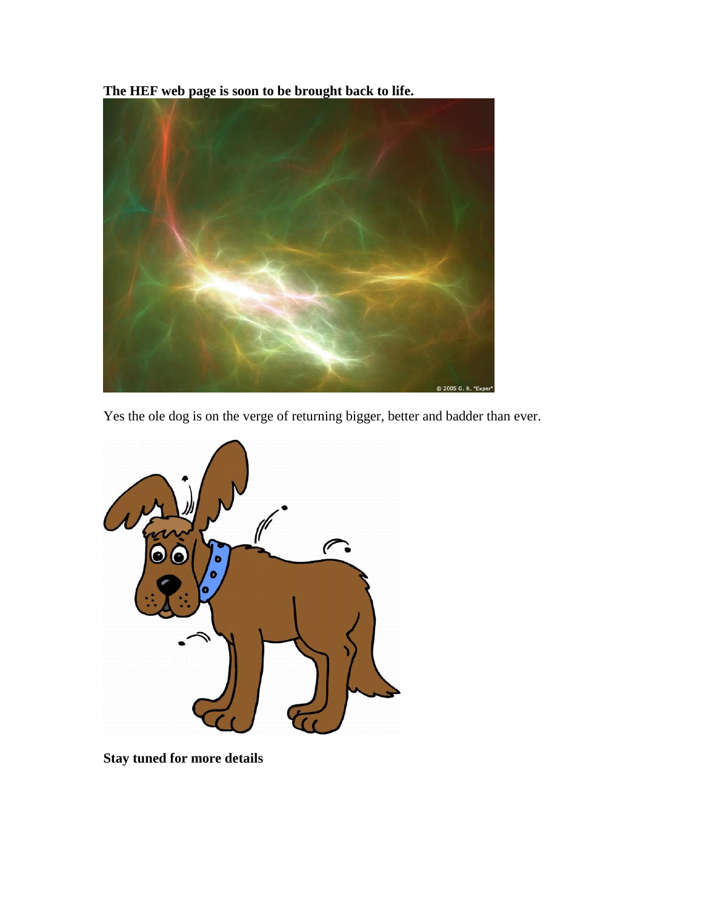**The HEF web page is soon to be brought back to life.**

Yes the ole dog is on the verge of returning bigger, better and badder than ever.

**Stay tuned for more details**